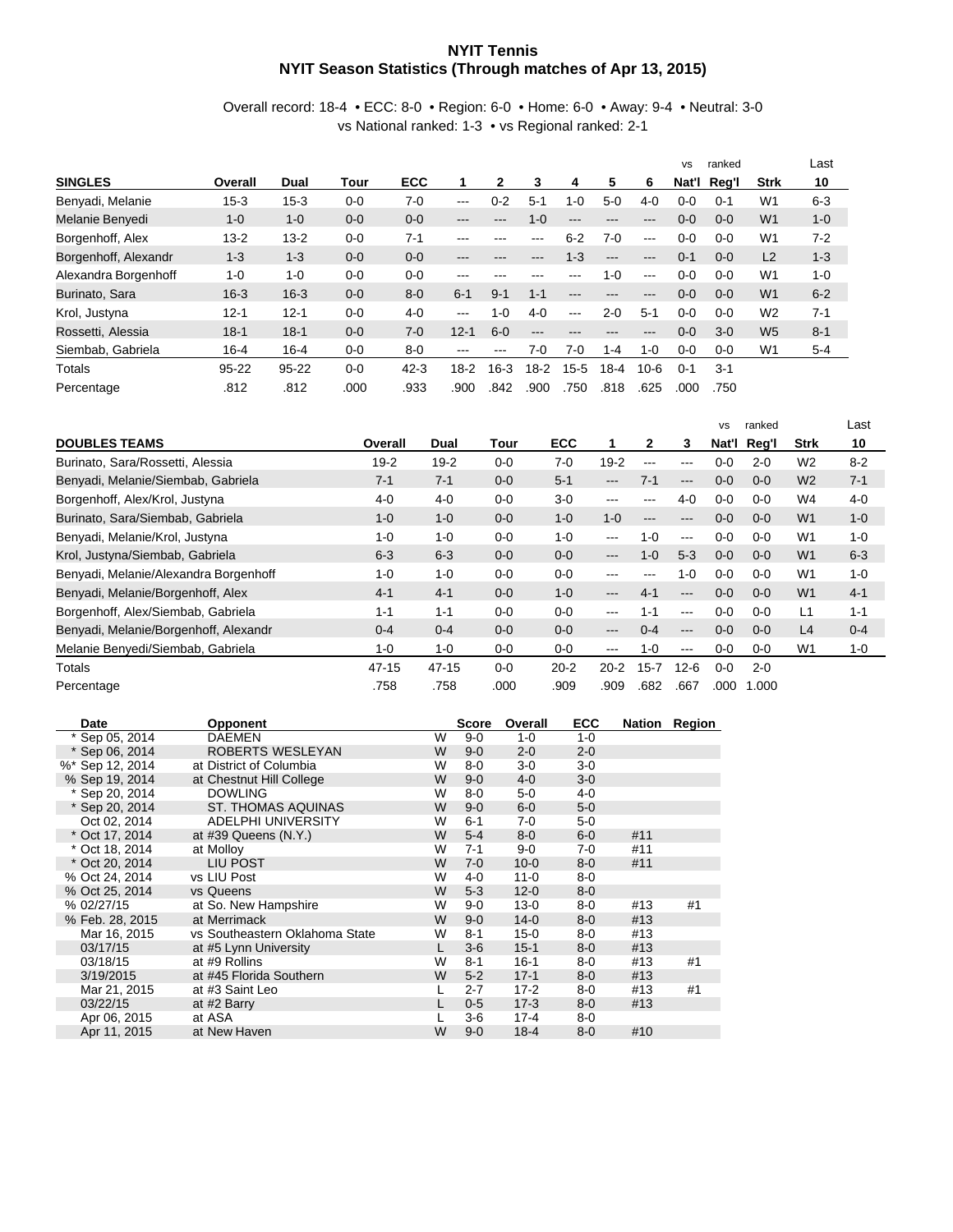# NYIT Tennis
## NYIT Season Statistics (Through matches of Apr 13, 2015)

Overall record: 18-4 • ECC: 8-0 • Region: 6-0 • Home: 6-0 • Away: 9-4 • Neutral: 3-0
vs National ranked: 1-3 • vs Regional ranked: 2-1

| SINGLES | Overall | Dual | Tour | ECC | 1 | 2 | 3 | 4 | 5 | 6 | vs Nat'l | ranked Reg'l | Strk | Last 10 |
|---|---|---|---|---|---|---|---|---|---|---|---|---|---|---|
| Benyadi, Melanie | 15-3 | 15-3 | 0-0 | 7-0 | --- | 0-2 | 5-1 | 1-0 | 5-0 | 4-0 | 0-0 | 0-1 | W1 | 6-3 |
| Melanie Benyedi | 1-0 | 1-0 | 0-0 | 0-0 | --- | --- | 1-0 | --- | --- | --- | 0-0 | 0-0 | W1 | 1-0 |
| Borgenhoff, Alex | 13-2 | 13-2 | 0-0 | 7-1 | --- | --- | --- | 6-2 | 7-0 | --- | 0-0 | 0-0 | W1 | 7-2 |
| Borgenhoff, Alexandr | 1-3 | 1-3 | 0-0 | 0-0 | --- | --- | --- | 1-3 | --- | --- | 0-1 | 0-0 | L2 | 1-3 |
| Alexandra Borgenhoff | 1-0 | 1-0 | 0-0 | 0-0 | --- | --- | --- | --- | 1-0 | --- | 0-0 | 0-0 | W1 | 1-0 |
| Burinato, Sara | 16-3 | 16-3 | 0-0 | 8-0 | 6-1 | 9-1 | 1-1 | --- | --- | --- | 0-0 | 0-0 | W1 | 6-2 |
| Krol, Justyna | 12-1 | 12-1 | 0-0 | 4-0 | --- | 1-0 | 4-0 | --- | 2-0 | 5-1 | 0-0 | 0-0 | W2 | 7-1 |
| Rossetti, Alessia | 18-1 | 18-1 | 0-0 | 7-0 | 12-1 | 6-0 | --- | --- | --- | --- | 0-0 | 3-0 | W5 | 8-1 |
| Siembab, Gabriela | 16-4 | 16-4 | 0-0 | 8-0 | --- | --- | 7-0 | 7-0 | 1-4 | 1-0 | 0-0 | 0-0 | W1 | 5-4 |
| Totals | 95-22 | 95-22 | 0-0 | 42-3 | 18-2 | 16-3 | 18-2 | 15-5 | 18-4 | 10-6 | 0-1 | 3-1 | | |
| Percentage | .812 | .812 | .000 | .933 | .900 | .842 | .900 | .750 | .818 | .625 | .000 | .750 | | |

| DOUBLES TEAMS | Overall | Dual | Tour | ECC | 1 | 2 | 3 | vs Nat'l | ranked Reg'l | Strk | Last 10 |
|---|---|---|---|---|---|---|---|---|---|---|---|
| Burinato, Sara/Rossetti, Alessia | 19-2 | 19-2 | 0-0 | 7-0 | 19-2 | --- | --- | 0-0 | 2-0 | W2 | 8-2 |
| Benyadi, Melanie/Siembab, Gabriela | 7-1 | 7-1 | 0-0 | 5-1 | --- | 7-1 | --- | 0-0 | 0-0 | W2 | 7-1 |
| Borgenhoff, Alex/Krol, Justyna | 4-0 | 4-0 | 0-0 | 3-0 | --- | --- | 4-0 | 0-0 | 0-0 | W4 | 4-0 |
| Burinato, Sara/Siembab, Gabriela | 1-0 | 1-0 | 0-0 | 1-0 | 1-0 | --- | --- | 0-0 | 0-0 | W1 | 1-0 |
| Benyadi, Melanie/Krol, Justyna | 1-0 | 1-0 | 0-0 | 1-0 | --- | 1-0 | --- | 0-0 | 0-0 | W1 | 1-0 |
| Krol, Justyna/Siembab, Gabriela | 6-3 | 6-3 | 0-0 | 0-0 | --- | 1-0 | 5-3 | 0-0 | 0-0 | W1 | 6-3 |
| Benyadi, Melanie/Alexandra Borgenhoff | 1-0 | 1-0 | 0-0 | 0-0 | --- | --- | 1-0 | 0-0 | 0-0 | W1 | 1-0 |
| Benyadi, Melanie/Borgenhoff, Alex | 4-1 | 4-1 | 0-0 | 1-0 | --- | 4-1 | --- | 0-0 | 0-0 | W1 | 4-1 |
| Borgenhoff, Alex/Siembab, Gabriela | 1-1 | 1-1 | 0-0 | 0-0 | --- | 1-1 | --- | 0-0 | 0-0 | L1 | 1-1 |
| Benyadi, Melanie/Borgenhoff, Alexandr | 0-4 | 0-4 | 0-0 | 0-0 | --- | 0-4 | --- | 0-0 | 0-0 | L4 | 0-4 |
| Melanie Benyedi/Siembab, Gabriela | 1-0 | 1-0 | 0-0 | 0-0 | --- | 1-0 | --- | 0-0 | 0-0 | W1 | 1-0 |
| Totals | 47-15 | 47-15 | 0-0 | 20-2 | 20-2 | 15-7 | 12-6 | 0-0 | 2-0 | | |
| Percentage | .758 | .758 | .000 | .909 | .909 | .682 | .667 | .000 | 1.000 | | |

| Date | Opponent | | Score | Overall | ECC | Nation | Region |
|---|---|---|---|---|---|---|---|
| * Sep 05, 2014 | DAEMEN | W | 9-0 | 1-0 | 1-0 | | |
| * Sep 06, 2014 | ROBERTS WESLEYAN | W | 9-0 | 2-0 | 2-0 | | |
| %* Sep 12, 2014 | at District of Columbia | W | 8-0 | 3-0 | 3-0 | | |
| % Sep 19, 2014 | at Chestnut Hill College | W | 9-0 | 4-0 | 3-0 | | |
| * Sep 20, 2014 | DOWLING | W | 8-0 | 5-0 | 4-0 | | |
| * Sep 20, 2014 | ST. THOMAS AQUINAS | W | 9-0 | 6-0 | 5-0 | | |
| Oct 02, 2014 | ADELPHI UNIVERSITY | W | 6-1 | 7-0 | 5-0 | | |
| * Oct 17, 2014 | at #39 Queens (N.Y.) | W | 5-4 | 8-0 | 6-0 | #11 | |
| * Oct 18, 2014 | at Molloy | W | 7-1 | 9-0 | 7-0 | #11 | |
| * Oct 20, 2014 | LIU POST | W | 7-0 | 10-0 | 8-0 | #11 | |
| % Oct 24, 2014 | vs LIU Post | W | 4-0 | 11-0 | 8-0 | | |
| % Oct 25, 2014 | vs Queens | W | 5-3 | 12-0 | 8-0 | | |
| % 02/27/15 | at So. New Hampshire | W | 9-0 | 13-0 | 8-0 | #13 | #1 |
| % Feb. 28, 2015 | at Merrimack | W | 9-0 | 14-0 | 8-0 | #13 | |
| Mar 16, 2015 | vs Southeastern Oklahoma State | W | 8-1 | 15-0 | 8-0 | #13 | |
| 03/17/15 | at #5 Lynn University | L | 3-6 | 15-1 | 8-0 | #13 | |
| 03/18/15 | at #9 Rollins | W | 8-1 | 16-1 | 8-0 | #13 | #1 |
| 3/19/2015 | at #45 Florida Southern | W | 5-2 | 17-1 | 8-0 | #13 | |
| Mar 21, 2015 | at #3 Saint Leo | L | 2-7 | 17-2 | 8-0 | #13 | #1 |
| 03/22/15 | at #2 Barry | L | 0-5 | 17-3 | 8-0 | #13 | |
| Apr 06, 2015 | at ASA | L | 3-6 | 17-4 | 8-0 | | |
| Apr 11, 2015 | at New Haven | W | 9-0 | 18-4 | 8-0 | #10 | |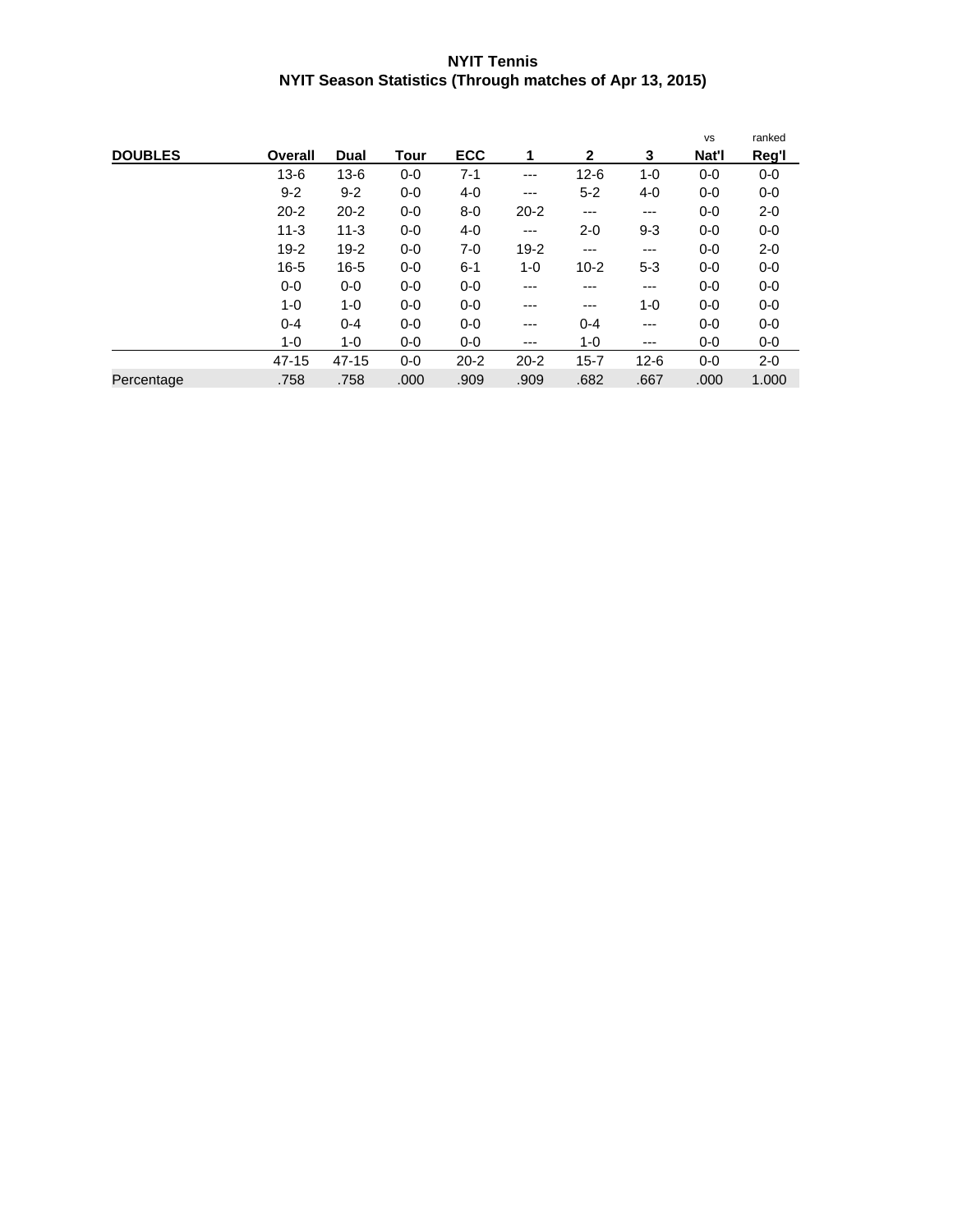**NYIT Tennis**
**NYIT Season Statistics (Through matches of Apr 13, 2015)**

| DOUBLES | Overall | Dual | Tour | ECC | 1 | 2 | 3 | vs Nat'l | ranked Reg'l |
|---|---|---|---|---|---|---|---|---|---|
| | 13-6 | 13-6 | 0-0 | 7-1 | --- | 12-6 | 1-0 | 0-0 | 0-0 |
| | 9-2 | 9-2 | 0-0 | 4-0 | --- | 5-2 | 4-0 | 0-0 | 0-0 |
| | 20-2 | 20-2 | 0-0 | 8-0 | 20-2 | --- | --- | 0-0 | 2-0 |
| | 11-3 | 11-3 | 0-0 | 4-0 | --- | 2-0 | 9-3 | 0-0 | 0-0 |
| | 19-2 | 19-2 | 0-0 | 7-0 | 19-2 | --- | --- | 0-0 | 2-0 |
| | 16-5 | 16-5 | 0-0 | 6-1 | 1-0 | 10-2 | 5-3 | 0-0 | 0-0 |
| | 0-0 | 0-0 | 0-0 | 0-0 | --- | --- | --- | 0-0 | 0-0 |
| | 1-0 | 1-0 | 0-0 | 0-0 | --- | --- | 1-0 | 0-0 | 0-0 |
| | 0-4 | 0-4 | 0-0 | 0-0 | --- | 0-4 | --- | 0-0 | 0-0 |
| | 1-0 | 1-0 | 0-0 | 0-0 | --- | 1-0 | --- | 0-0 | 0-0 |
| | 47-15 | 47-15 | 0-0 | 20-2 | 20-2 | 15-7 | 12-6 | 0-0 | 2-0 |
| Percentage | .758 | .758 | .000 | .909 | .909 | .682 | .667 | .000 | 1.000 |